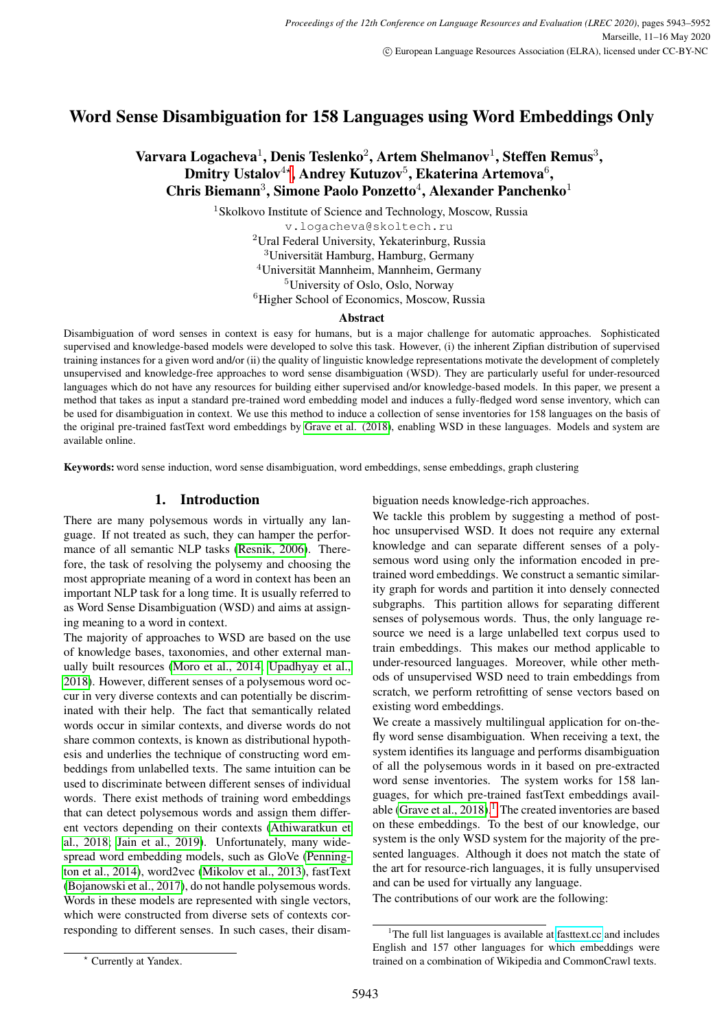# Word Sense Disambiguation for 158 Languages using Word Embeddings Only

**Varvara Logacheva[1], Denis Teslenko[2], Artem Shelmanov[1], Steffen Remus[3], Dmitry Ustalov[4⋆], Andrey Kutuzov[5], Ekaterina Artemova[6], Chris Biemann[3], Simone Paolo Ponzetto[4], Alexander Panchenko[1]**

[1]Skolkovo Institute of Science and Technology, Moscow, Russia
v.logacheva@skoltech.ru
[2]Ural Federal University, Yekaterinburg, Russia
[3]Universität Hamburg, Hamburg, Germany
[4]Universität Mannheim, Mannheim, Germany
[5]University of Oslo, Oslo, Norway
[6]Higher School of Economics, Moscow, Russia

### Abstract

Disambiguation of word senses in context is easy for humans, but is a major challenge for automatic approaches. Sophisticated supervised and knowledge-based models were developed to solve this task. However, (i) the inherent Zipfian distribution of supervised training instances for a given word and/or (ii) the quality of linguistic knowledge representations motivate the development of completely unsupervised and knowledge-free approaches to word sense disambiguation (WSD). They are particularly useful for under-resourced languages which do not have any resources for building either supervised and/or knowledge-based models. In this paper, we present a method that takes as input a standard pre-trained word embedding model and induces a fully-fledged word sense inventory, which can be used for disambiguation in context. We use this method to induce a collection of sense inventories for 158 languages on the basis of the original pre-trained fastText word embeddings by Grave et al. (2018), enabling WSD in these languages. Models and system are available online.

**Keywords:** word sense induction, word sense disambiguation, word embeddings, sense embeddings, graph clustering

## 1. Introduction

There are many polysemous words in virtually any language. If not treated as such, they can hamper the performance of all semantic NLP tasks (Resnik, 2006). Therefore, the task of resolving the polysemy and choosing the most appropriate meaning of a word in context has been an important NLP task for a long time. It is usually referred to as Word Sense Disambiguation (WSD) and aims at assigning meaning to a word in context.

The majority of approaches to WSD are based on the use of knowledge bases, taxonomies, and other external manually built resources (Moro et al., 2014; Upadhyay et al., 2018). However, different senses of a polysemous word occur in very diverse contexts and can potentially be discriminated with their help. The fact that semantically related words occur in similar contexts, and diverse words do not share common contexts, is known as distributional hypothesis and underlies the technique of constructing word embeddings from unlabelled texts. The same intuition can be used to discriminate between different senses of individual words. There exist methods of training word embeddings that can detect polysemous words and assign them different vectors depending on their contexts (Athiwaratkun et al., 2018; Jain et al., 2019). Unfortunately, many widespread word embedding models, such as GloVe (Pennington et al., 2014), word2vec (Mikolov et al., 2013), fastText (Bojanowski et al., 2017), do not handle polysemous words. Words in these models are represented with single vectors, which were constructed from diverse sets of contexts corresponding to different senses. In such cases, their disambiguation needs knowledge-rich approaches.

We tackle this problem by suggesting a method of post-hoc unsupervised WSD. It does not require any external knowledge and can separate different senses of a polysemous word using only the information encoded in pre-trained word embeddings. We construct a semantic similarity graph for words and partition it into densely connected subgraphs. This partition allows for separating different senses of polysemous words. Thus, the only language resource we need is a large unlabelled text corpus used to train embeddings. This makes our method applicable to under-resourced languages. Moreover, while other methods of unsupervised WSD need to train embeddings from scratch, we perform retrofitting of sense vectors based on existing word embeddings.

We create a massively multilingual application for on-the-fly word sense disambiguation. When receiving a text, the system identifies its language and performs disambiguation of all the polysemous words in it based on pre-extracted word sense inventories. The system works for 158 languages, for which pre-trained fastText embeddings available (Grave et al., 2018).[1] The created inventories are based on these embeddings. To the best of our knowledge, our system is the only WSD system for the majority of the presented languages. Although it does not match the state of the art for resource-rich languages, it is fully unsupervised and can be used for virtually any language.

The contributions of our work are the following:

---

⋆ Currently at Yandex.

[1]The full list languages is available at fasttext.cc and includes English and 157 other languages for which embeddings were trained on a combination of Wikipedia and CommonCrawl texts.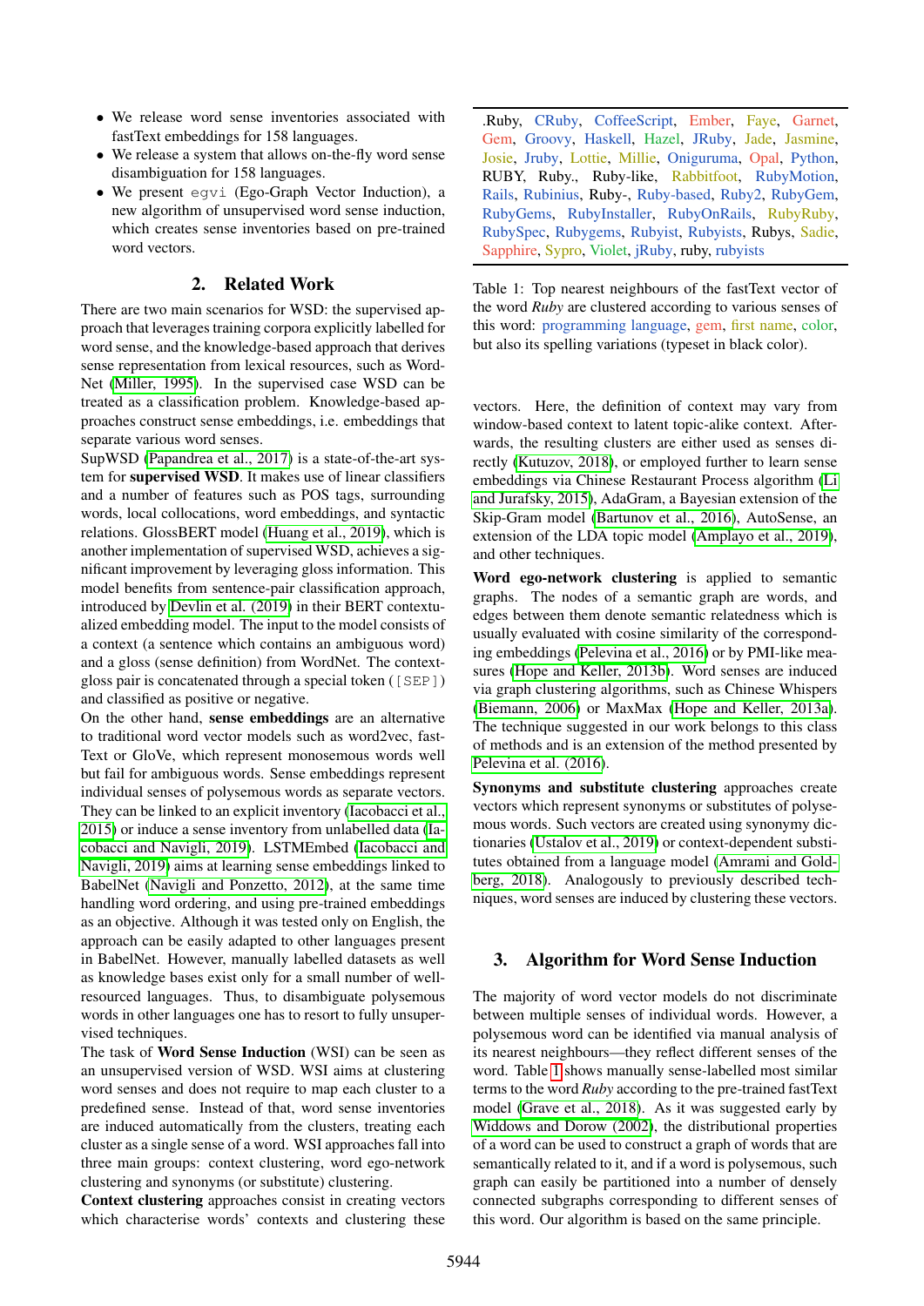- We release word sense inventories associated with fastText embeddings for 158 languages.
- We release a system that allows on-the-fly word sense disambiguation for 158 languages.
- We present `egvi` (Ego-Graph Vector Induction), a new algorithm of unsupervised word sense induction, which creates sense inventories based on pre-trained word vectors.

## 2. Related Work

There are two main scenarios for WSD: the supervised approach that leverages training corpora explicitly labelled for word sense, and the knowledge-based approach that derives sense representation from lexical resources, such as WordNet (Miller, 1995). In the supervised case WSD can be treated as a classification problem. Knowledge-based approaches construct sense embeddings, i.e. embeddings that separate various word senses.

SupWSD (Papandrea et al., 2017) is a state-of-the-art system for **supervised WSD**. It makes use of linear classifiers and a number of features such as POS tags, surrounding words, local collocations, word embeddings, and syntactic relations. GlossBERT model (Huang et al., 2019), which is another implementation of supervised WSD, achieves a significant improvement by leveraging gloss information. This model benefits from sentence-pair classification approach, introduced by Devlin et al. (2019) in their BERT contextualized embedding model. The input to the model consists of a context (a sentence which contains an ambiguous word) and a gloss (sense definition) from WordNet. The context-gloss pair is concatenated through a special token (`[SEP]`) and classified as positive or negative.

On the other hand, **sense embeddings** are an alternative to traditional word vector models such as word2vec, fastText or GloVe, which represent monosemous words well but fail for ambiguous words. Sense embeddings represent individual senses of polysemous words as separate vectors. They can be linked to an explicit inventory (Iacobacci et al., 2015) or induce a sense inventory from unlabelled data (Iacobacci and Navigli, 2019). LSTMEmbed (Iacobacci and Navigli, 2019) aims at learning sense embeddings linked to BabelNet (Navigli and Ponzetto, 2012), at the same time handling word ordering, and using pre-trained embeddings as an objective. Although it was tested only on English, the approach can be easily adapted to other languages present in BabelNet. However, manually labelled datasets as well as knowledge bases exist only for a small number of well-resourced languages. Thus, to disambiguate polysemous words in other languages one has to resort to fully unsupervised techniques.

The task of **Word Sense Induction** (WSI) can be seen as an unsupervised version of WSD. WSI aims at clustering word senses and does not require to map each cluster to a predefined sense. Instead of that, word sense inventories are induced automatically from the clusters, treating each cluster as a single sense of a word. WSI approaches fall into three main groups: context clustering, word ego-network clustering and synonyms (or substitute) clustering.

**Context clustering** approaches consist in creating vectors which characterise words' contexts and clustering these vectors. Here, the definition of context may vary from window-based context to latent topic-alike context. Afterwards, the resulting clusters are either used as senses directly (Kutuzov, 2018), or employed further to learn sense embeddings via Chinese Restaurant Process algorithm (Li and Jurafsky, 2015), AdaGram, a Bayesian extension of the Skip-Gram model (Bartunov et al., 2016), AutoSense, an extension of the LDA topic model (Amplayo et al., 2019), and other techniques.

**Word ego-network clustering** is applied to semantic graphs. The nodes of a semantic graph are words, and edges between them denote semantic relatedness which is usually evaluated with cosine similarity of the corresponding embeddings (Pelevina et al., 2016) or by PMI-like measures (Hope and Keller, 2013b). Word senses are induced via graph clustering algorithms, such as Chinese Whispers (Biemann, 2006) or MaxMax (Hope and Keller, 2013a). The technique suggested in our work belongs to this class of methods and is an extension of the method presented by Pelevina et al. (2016).

**Synonyms and substitute clustering** approaches create vectors which represent synonyms or substitutes of polysemous words. Such vectors are created using synonymy dictionaries (Ustalov et al., 2019) or context-dependent substitutes obtained from a language model (Amrami and Goldberg, 2018). Analogously to previously described techniques, word senses are induced by clustering these vectors.

| .Ruby, CRuby, CoffeeScript, Ember, Faye, Garnet, Gem, Groovy, Haskell, Hazel, JRuby, Jade, Jasmine, Josie, Jruby, Lottie, Millie, Oniguruma, Opal, Python, RUBY, Ruby., Ruby-like, Rabbitfoot, RubyMotion, Rails, Rubinius, Ruby-, Ruby-based, Ruby2, RubyGem, RubyGems, RubyInstaller, RubyOnRails, RubyRuby, RubySpec, Rubygems, Rubyist, Rubyists, Rubys, Sadie, Sapphire, Sypro, Violet, jRuby, ruby, rubyists |
|---|

Table 1: Top nearest neighbours of the fastText vector of the word *Ruby* are clustered according to various senses of this word: programming language, gem, first name, color, but also its spelling variations (typeset in black color).

## 3. Algorithm for Word Sense Induction

The majority of word vector models do not discriminate between multiple senses of individual words. However, a polysemous word can be identified via manual analysis of its nearest neighbours—they reflect different senses of the word. Table 1 shows manually sense-labelled most similar terms to the word *Ruby* according to the pre-trained fastText model (Grave et al., 2018). As it was suggested early by Widdows and Dorow (2002), the distributional properties of a word can be used to construct a graph of words that are semantically related to it, and if a word is polysemous, such graph can easily be partitioned into a number of densely connected subgraphs corresponding to different senses of this word. Our algorithm is based on the same principle.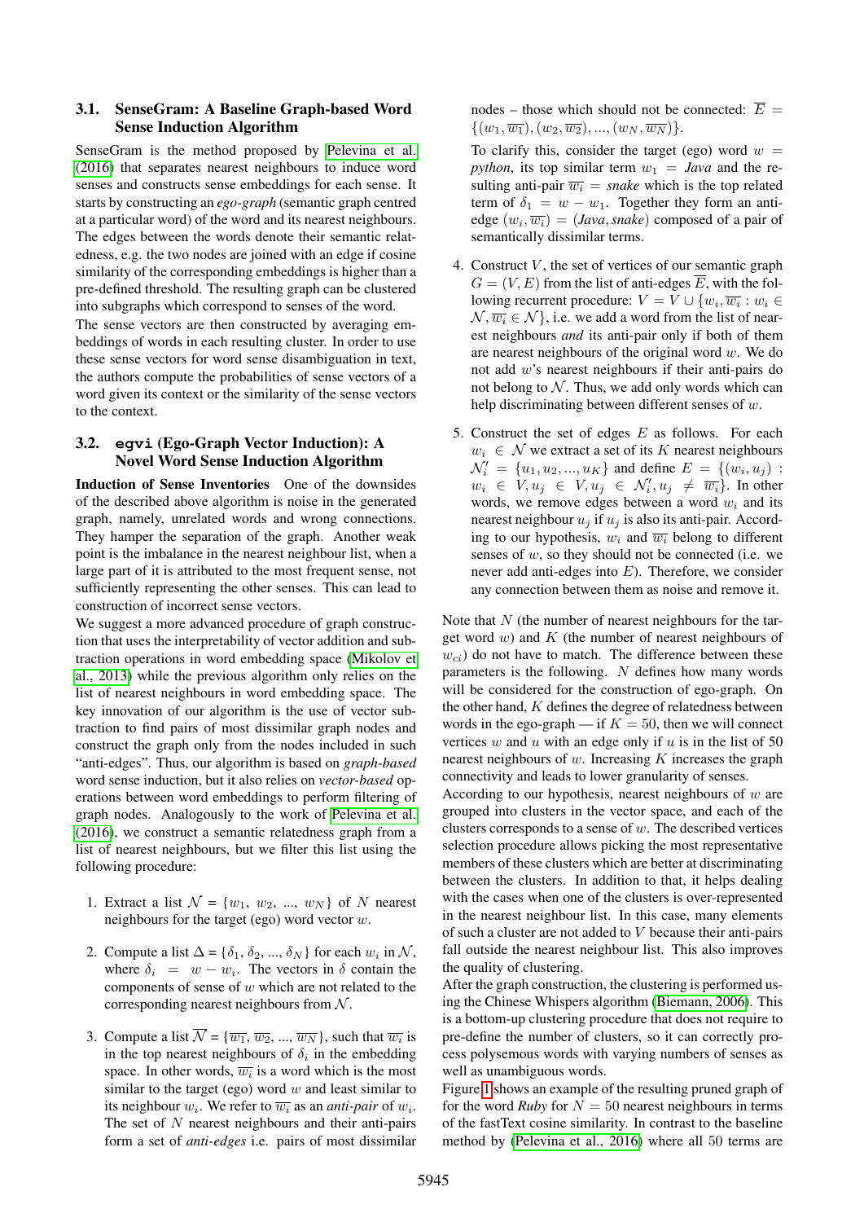### 3.1. SenseGram: A Baseline Graph-based Word Sense Induction Algorithm

SenseGram is the method proposed by Pelevina et al. (2016) that separates nearest neighbours to induce word senses and constructs sense embeddings for each sense. It starts by constructing an *ego-graph* (semantic graph centred at a particular word) of the word and its nearest neighbours. The edges between the words denote their semantic relatedness, e.g. the two nodes are joined with an edge if cosine similarity of the corresponding embeddings is higher than a pre-defined threshold. The resulting graph can be clustered into subgraphs which correspond to senses of the word.

The sense vectors are then constructed by averaging embeddings of words in each resulting cluster. In order to use these sense vectors for word sense disambiguation in text, the authors compute the probabilities of sense vectors of a word given its context or the similarity of the sense vectors to the context.

### 3.2. `egvi` (Ego-Graph Vector Induction): A Novel Word Sense Induction Algorithm

**Induction of Sense Inventories** One of the downsides of the described above algorithm is noise in the generated graph, namely, unrelated words and wrong connections. They hamper the separation of the graph. Another weak point is the imbalance in the nearest neighbour list, when a large part of it is attributed to the most frequent sense, not sufficiently representing the other senses. This can lead to construction of incorrect sense vectors.

We suggest a more advanced procedure of graph construction that uses the interpretability of vector addition and subtraction operations in word embedding space (Mikolov et al., 2013) while the previous algorithm only relies on the list of nearest neighbours in word embedding space. The key innovation of our algorithm is the use of vector subtraction to find pairs of most dissimilar graph nodes and construct the graph only from the nodes included in such "anti-edges". Thus, our algorithm is based on *graph-based* word sense induction, but it also relies on *vector-based* operations between word embeddings to perform filtering of graph nodes. Analogously to the work of Pelevina et al. (2016), we construct a semantic relatedness graph from a list of nearest neighbours, but we filter this list using the following procedure:

1. Extract a list $\mathcal{N} = \{w_1, w_2, ..., w_N\}$ of $N$ nearest neighbours for the target (ego) word vector $w$.

2. Compute a list $\Delta = \{\delta_1, \delta_2, ..., \delta_N\}$ for each $w_i$ in $\mathcal{N}$, where $\delta_i = w - w_i$. The vectors in $\delta$ contain the components of sense of $w$ which are not related to the corresponding nearest neighbours from $\mathcal{N}$.

3. Compute a list $\overline{\mathcal{N}} = \{\overline{w_1}, \overline{w_2}, ..., \overline{w_N}\}$, such that $\overline{w_i}$ is in the top nearest neighbours of $\delta_i$ in the embedding space. In other words, $\overline{w_i}$ is a word which is the most similar to the target (ego) word $w$ and least similar to its neighbour $w_i$. We refer to $\overline{w_i}$ as an *anti-pair* of $w_i$. The set of $N$ nearest neighbours and their anti-pairs form a set of *anti-edges* i.e. pairs of most dissimilar nodes – those which should not be connected: $\overline{E} = \{(w_1, \overline{w_1}), (w_2, \overline{w_2}), ..., (w_N, \overline{w_N})\}$.

   To clarify this, consider the target (ego) word $w =$ *python*, its top similar term $w_1 =$ *Java* and the resulting anti-pair $\overline{w_i} =$ *snake* which is the top related term of $\delta_1 = w - w_1$. Together they form an anti-edge $(w_i, \overline{w_i}) = (\textit{Java}, \textit{snake})$ composed of a pair of semantically dissimilar terms.

4. Construct $V$, the set of vertices of our semantic graph $G = (V, E)$ from the list of anti-edges $\overline{E}$, with the following recurrent procedure: $V = V \cup \{w_i, \overline{w_i} : w_i \in \mathcal{N}, \overline{w_i} \in \mathcal{N}\}$, i.e. we add a word from the list of nearest neighbours *and* its anti-pair only if both of them are nearest neighbours of the original word $w$. We do not add $w$'s nearest neighbours if their anti-pairs do not belong to $\mathcal{N}$. Thus, we add only words which can help discriminating between different senses of $w$.

5. Construct the set of edges $E$ as follows. For each $w_i \in \mathcal{N}$ we extract a set of its $K$ nearest neighbours $\mathcal{N}'_i = \{u_1, u_2, ..., u_K\}$ and define $E = \{(w_i, u_j) : w_i \in V, u_j \in V, u_j \in \mathcal{N}'_i, u_j \neq \overline{w_i}\}$. In other words, we remove edges between a word $w_i$ and its nearest neighbour $u_j$ if $u_j$ is also its anti-pair. According to our hypothesis, $w_i$ and $\overline{w_i}$ belong to different senses of $w$, so they should not be connected (i.e. we never add anti-edges into $E$). Therefore, we consider any connection between them as noise and remove it.

Note that $N$ (the number of nearest neighbours for the target word $w$) and $K$ (the number of nearest neighbours of $w_{ci}$) do not have to match. The difference between these parameters is the following. $N$ defines how many words will be considered for the construction of ego-graph. On the other hand, $K$ defines the degree of relatedness between words in the ego-graph — if $K = 50$, then we will connect vertices $w$ and $u$ with an edge only if $u$ is in the list of 50 nearest neighbours of $w$. Increasing $K$ increases the graph connectivity and leads to lower granularity of senses.

According to our hypothesis, nearest neighbours of $w$ are grouped into clusters in the vector space, and each of the clusters corresponds to a sense of $w$. The described vertices selection procedure allows picking the most representative members of these clusters which are better at discriminating between the clusters. In addition to that, it helps dealing with the cases when one of the clusters is over-represented in the nearest neighbour list. In this case, many elements of such a cluster are not added to $V$ because their anti-pairs fall outside the nearest neighbour list. This also improves the quality of clustering.

After the graph construction, the clustering is performed using the Chinese Whispers algorithm (Biemann, 2006). This is a bottom-up clustering procedure that does not require to pre-define the number of clusters, so it can correctly process polysemous words with varying numbers of senses as well as unambiguous words.

Figure 1 shows an example of the resulting pruned graph of for the word *Ruby* for $N = 50$ nearest neighbours in terms of the fastText cosine similarity. In contrast to the baseline method by (Pelevina et al., 2016) where all 50 terms are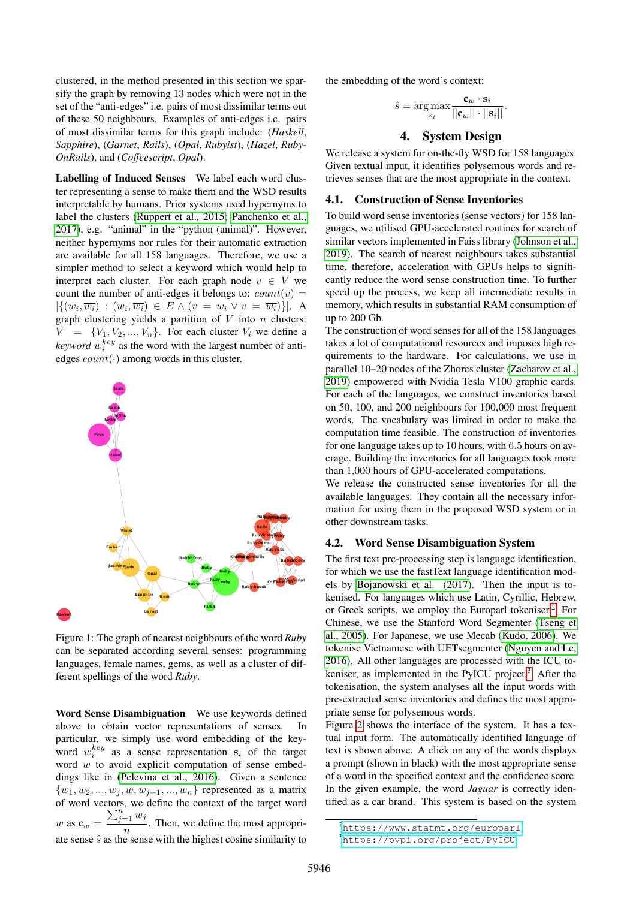clustered, in the method presented in this section we sparsify the graph by removing 13 nodes which were not in the set of the "anti-edges" i.e. pairs of most dissimilar terms out of these 50 neighbours. Examples of anti-edges i.e. pairs of most dissimilar terms for this graph include: (*Haskell*, *Sapphire*), (*Garnet*, *Rails*), (*Opal*, *Rubyist*), (*Hazel*, *RubyOnRails*), and (*Coffeescript*, *Opal*).

**Labelling of Induced Senses** We label each word cluster representing a sense to make them and the WSD results interpretable by humans. Prior systems used hypernyms to label the clusters (Ruppert et al., 2015; Panchenko et al., 2017), e.g. "animal" in the "python (animal)". However, neither hypernyms nor rules for their automatic extraction are available for all 158 languages. Therefore, we use a simpler method to select a keyword which would help to interpret each cluster. For each graph node $v \in V$ we count the number of anti-edges it belongs to: $count(v) = |\{(w_i, \overline{w_i}) : (w_i, \overline{w_i}) \in \overline{E} \wedge (v = w_i \vee v = \overline{w_i})\}|$. A graph clustering yields a partition of $V$ into $n$ clusters: $V = \{V_1, V_2, ..., V_n\}$. For each cluster $V_i$ we define a *keyword* $w_i^{key}$ as the word with the largest number of anti-edges $count(\cdot)$ among words in this cluster.

Figure 1: The graph of nearest neighbours of the word *Ruby* can be separated according several senses: programming languages, female names, gems, as well as a cluster of different spellings of the word *Ruby*.

**Word Sense Disambiguation** We use keywords defined above to obtain vector representations of senses. In particular, we simply use word embedding of the keyword $w_i^{key}$ as a sense representation $\mathbf{s}_i$ of the target word $w$ to avoid explicit computation of sense embeddings like in (Pelevina et al., 2016). Given a sentence $\{w_1, w_2, ..., w_j, w, w_{j+1}, ..., w_n\}$ represented as a matrix of word vectors, we define the context of the target word $w$ as $\mathbf{c}_w = \frac{\sum_{j=1}^{n} w_j}{n}$. Then, we define the most appropriate sense $\hat{s}$ as the sense with the highest cosine similarity to the embedding of the word's context:

$$\hat{s} = \arg\max_{s_i} \frac{\mathbf{c}_w \cdot \mathbf{s}_i}{||\mathbf{c}_w|| \cdot ||\mathbf{s}_i||}.$$

## 4. System Design

We release a system for on-the-fly WSD for 158 languages. Given textual input, it identifies polysemous words and retrieves senses that are the most appropriate in the context.

### 4.1. Construction of Sense Inventories

To build word sense inventories (sense vectors) for 158 languages, we utilised GPU-accelerated routines for search of similar vectors implemented in Faiss library (Johnson et al., 2019). The search of nearest neighbours takes substantial time, therefore, acceleration with GPUs helps to significantly reduce the word sense construction time. To further speed up the process, we keep all intermediate results in memory, which results in substantial RAM consumption of up to 200 Gb.

The construction of word senses for all of the 158 languages takes a lot of computational resources and imposes high requirements to the hardware. For calculations, we use in parallel 10–20 nodes of the Zhores cluster (Zacharov et al., 2019) empowered with Nvidia Tesla V100 graphic cards. For each of the languages, we construct inventories based on 50, 100, and 200 neighbours for 100,000 most frequent words. The vocabulary was limited in order to make the computation time feasible. The construction of inventories for one language takes up to 10 hours, with 6.5 hours on average. Building the inventories for all languages took more than 1,000 hours of GPU-accelerated computations.

We release the constructed sense inventories for all the available languages. They contain all the necessary information for using them in the proposed WSD system or in other downstream tasks.

### 4.2. Word Sense Disambiguation System

The first text pre-processing step is language identification, for which we use the fastText language identification models by Bojanowski et al. (2017). Then the input is tokenised. For languages which use Latin, Cyrillic, Hebrew, or Greek scripts, we employ the Europarl tokeniser[2]. For Chinese, we use the Stanford Word Segmenter (Tseng et al., 2005). For Japanese, we use Mecab (Kudo, 2006). We tokenise Vietnamese with UETsegmenter (Nguyen and Le, 2016). All other languages are processed with the ICU tokeniser, as implemented in the PyICU project[3]. After the tokenisation, the system analyses all the input words with pre-extracted sense inventories and defines the most appropriate sense for polysemous words.

Figure 2 shows the interface of the system. It has a textual input form. The automatically identified language of text is shown above. A click on any of the words displays a prompt (shown in black) with the most appropriate sense of a word in the specified context and the confidence score. In the given example, the word *Jaguar* is correctly identified as a car brand. This system is based on the system

[2] https://www.statmt.org/europarl

[3] https://pypi.org/project/PyICU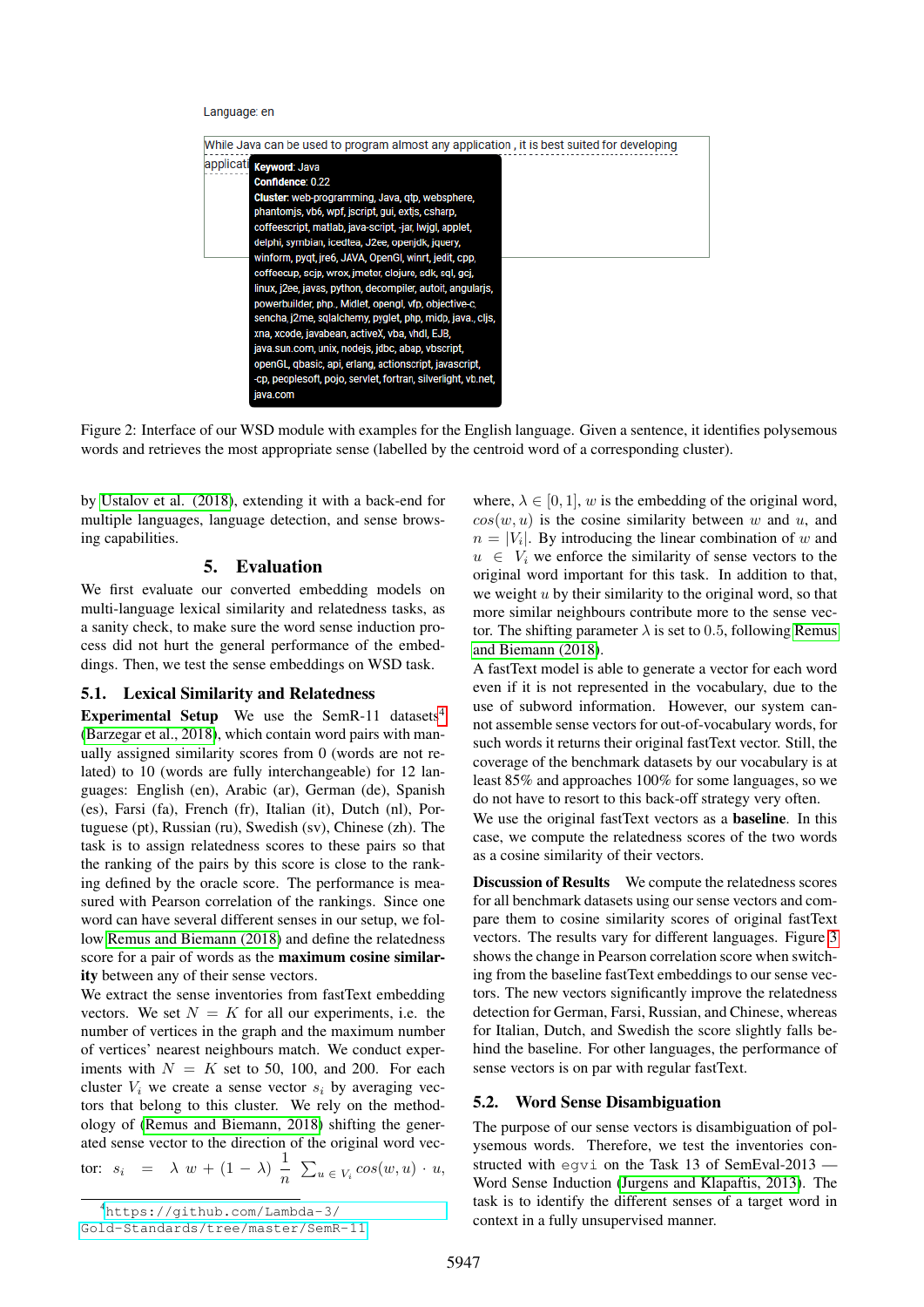Language: en

While Java can be used to program almost any application, it is best suited for developing applicati

**Keyword**: Java
**Confidence**: 0.22
**Cluster**: web-programming, Java, qtp, websphere, phantomjs, vb6, wpf, jscript, extjs, csharp, coffeescript, matlab, java-script, -jar, lwjgl, applet, delphi, symbian, icedtea, J2ee, openjdk, jquery, winform, pyqt, jre6, JAVA, OpenGl, winrt, jedit, cpp, coffeecup, scjp, wrox, jmeter, clojure, sdk, sql, gcj, linux, j2ee, javas, python, decompiler, autoit, angularjs, powerbuilder, php., Midlet, opengl, vfp, objective-c, sencha, j2me, sqlalchemy, pyglet, php, midp, java., cljs, xna, xcode, javabean, activeX, vba, vhdl, EJB, java.sun.com, unix, nodejs, jdbc, abap, vbscript, openGL, qbasic, api, erlang, actionscript, javascript, -cp, peoplesoft, pojo, servlet, fortran, silverlight, vb.net, java.com

Figure 2: Interface of our WSD module with examples for the English language. Given a sentence, it identifies polysemous words and retrieves the most appropriate sense (labelled by the centroid word of a corresponding cluster).

by Ustalov et al. (2018), extending it with a back-end for multiple languages, language detection, and sense browsing capabilities.

## 5. Evaluation

We first evaluate our converted embedding models on multi-language lexical similarity and relatedness tasks, as a sanity check, to make sure the word sense induction process did not hurt the general performance of the embeddings. Then, we test the sense embeddings on WSD task.

### 5.1. Lexical Similarity and Relatedness

**Experimental Setup** We use the SemR-11 datasets[4] (Barzegar et al., 2018), which contain word pairs with manually assigned similarity scores from 0 (words are not related) to 10 (words are fully interchangeable) for 12 languages: English (en), Arabic (ar), German (de), Spanish (es), Farsi (fa), French (fr), Italian (it), Dutch (nl), Portuguese (pt), Russian (ru), Swedish (sv), Chinese (zh). The task is to assign relatedness scores to these pairs so that the ranking of the pairs by this score is close to the ranking defined by the oracle score. The performance is measured with Pearson correlation of the rankings. Since one word can have several different senses in our setup, we follow Remus and Biemann (2018) and define the relatedness score for a pair of words as the **maximum cosine similarity** between any of their sense vectors.

We extract the sense inventories from fastText embedding vectors. We set $N = K$ for all our experiments, i.e. the number of vertices in the graph and the maximum number of vertices' nearest neighbours match. We conduct experiments with $N = K$ set to 50, 100, and 200. For each cluster $V_i$ we create a sense vector $s_i$ by averaging vectors that belong to this cluster. We rely on the methodology of (Remus and Biemann, 2018) shifting the generated sense vector to the direction of the original word vector: $s_i = \lambda\, w + (1-\lambda)\, \frac{1}{n} \sum_{u \in V_i} cos(w,u) \cdot u$, where, $\lambda \in [0,1]$, $w$ is the embedding of the original word, $cos(w,u)$ is the cosine similarity between $w$ and $u$, and $n = |V_i|$. By introducing the linear combination of $w$ and $u \in V_i$ we enforce the similarity of sense vectors to the original word important for this task. In addition to that, we weight $u$ by their similarity to the original word, so that more similar neighbours contribute more to the sense vector. The shifting parameter $\lambda$ is set to 0.5, following Remus and Biemann (2018).

A fastText model is able to generate a vector for each word even if it is not represented in the vocabulary, due to the use of subword information. However, our system cannot assemble sense vectors for out-of-vocabulary words, for such words it returns their original fastText vector. Still, the coverage of the benchmark datasets by our vocabulary is at least 85% and approaches 100% for some languages, so we do not have to resort to this back-off strategy very often.

We use the original fastText vectors as a **baseline**. In this case, we compute the relatedness scores of the two words as a cosine similarity of their vectors.

**Discussion of Results** We compute the relatedness scores for all benchmark datasets using our sense vectors and compare them to cosine similarity scores of original fastText vectors. The results vary for different languages. Figure 3 shows the change in Pearson correlation score when switching from the baseline fastText embeddings to our sense vectors. The new vectors significantly improve the relatedness detection for German, Farsi, Russian, and Chinese, whereas for Italian, Dutch, and Swedish the score slightly falls behind the baseline. For other languages, the performance of sense vectors is on par with regular fastText.

### 5.2. Word Sense Disambiguation

The purpose of our sense vectors is disambiguation of polysemous words. Therefore, we test the inventories constructed with `egvi` on the Task 13 of SemEval-2013 — Word Sense Induction (Jurgens and Klapaftis, 2013). The task is to identify the different senses of a target word in context in a fully unsupervised manner.

[4] https://github.com/Lambda-3/Gold-Standards/tree/master/SemR-11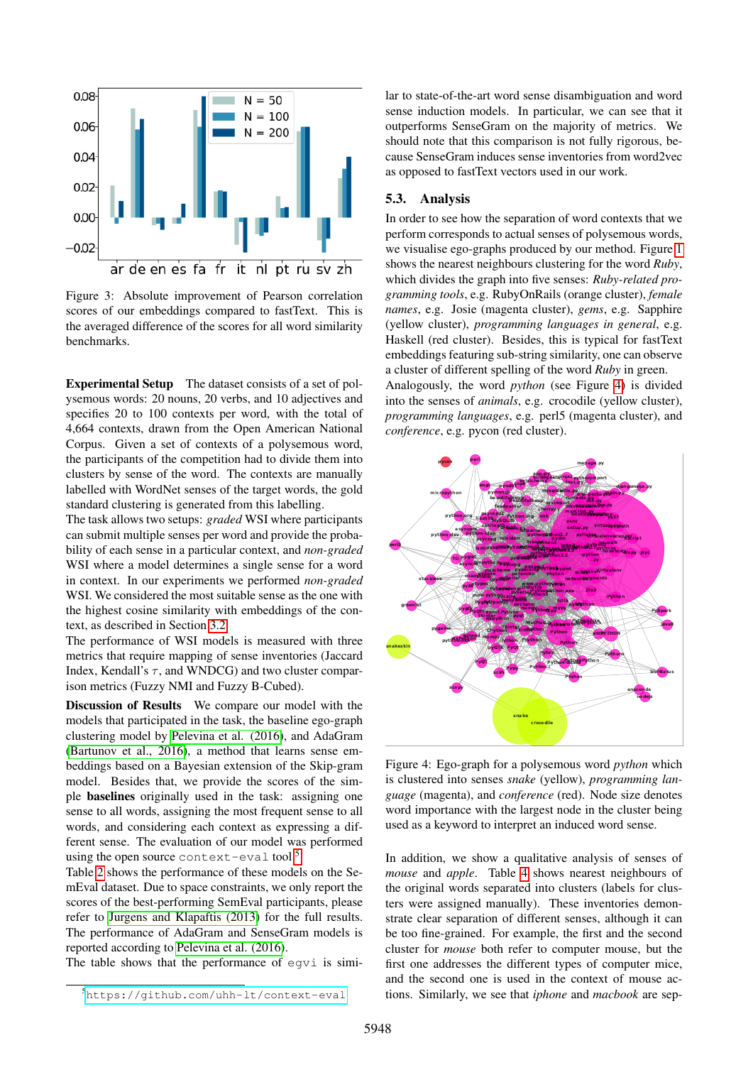Figure 3: Absolute improvement of Pearson correlation scores of our embeddings compared to fastText. This is the averaged difference of the scores for all word similarity benchmarks.

**Experimental Setup** The dataset consists of a set of polysemous words: 20 nouns, 20 verbs, and 10 adjectives and specifies 20 to 100 contexts per word, with the total of 4,664 contexts, drawn from the Open American National Corpus. Given a set of contexts of a polysemous word, the participants of the competition had to divide them into clusters by sense of the word. The contexts are manually labelled with WordNet senses of the target words, the gold standard clustering is generated from this labelling.

The task allows two setups: *graded* WSI where participants can submit multiple senses per word and provide the probability of each sense in a particular context, and *non-graded* WSI where a model determines a single sense for a word in context. In our experiments we performed *non-graded* WSI. We considered the most suitable sense as the one with the highest cosine similarity with embeddings of the context, as described in Section 3.2.

The performance of WSI models is measured with three metrics that require mapping of sense inventories (Jaccard Index, Kendall's $\tau$, and WNDCG) and two cluster comparison metrics (Fuzzy NMI and Fuzzy B-Cubed).

**Discussion of Results** We compare our model with the models that participated in the task, the baseline ego-graph clustering model by Pelevina et al. (2016), and AdaGram (Bartunov et al., 2016), a method that learns sense embeddings based on a Bayesian extension of the Skip-gram model. Besides that, we provide the scores of the simple **baselines** originally used in the task: assigning one sense to all words, assigning the most frequent sense to all words, and considering each context as expressing a different sense. The evaluation of our model was performed using the open source `context-eval` tool.[5]

Table 2 shows the performance of these models on the SemEval dataset. Due to space constraints, we only report the scores of the best-performing SemEval participants, please refer to Jurgens and Klapaftis (2013) for the full results. The performance of AdaGram and SenseGram models is reported according to Pelevina et al. (2016).

The table shows that the performance of `egvi` is similar to state-of-the-art word sense disambiguation and word sense induction models. In particular, we can see that it outperforms SenseGram on the majority of metrics. We should note that this comparison is not fully rigorous, because SenseGram induces sense inventories from word2vec as opposed to fastText vectors used in our work.

[5] https://github.com/uhh-lt/context-eval

## 5.3. Analysis

In order to see how the separation of word contexts that we perform corresponds to actual senses of polysemous words, we visualise ego-graphs produced by our method. Figure 1 shows the nearest neighbours clustering for the word *Ruby*, which divides the graph into five senses: *Ruby-related programming tools*, e.g. RubyOnRails (orange cluster), *female names*, e.g. Josie (magenta cluster), *gems*, e.g. Sapphire (yellow cluster), *programming languages in general*, e.g. Haskell (red cluster). Besides, this is typical for fastText embeddings featuring sub-string similarity, one can observe a cluster of different spelling of the word *Ruby* in green.

Analogously, the word *python* (see Figure 4) is divided into the senses of *animals*, e.g. crocodile (yellow cluster), *programming languages*, e.g. perl5 (magenta cluster), and *conference*, e.g. pycon (red cluster).

Figure 4: Ego-graph for a polysemous word *python* which is clustered into senses *snake* (yellow), *programming language* (magenta), and *conference* (red). Node size denotes word importance with the largest node in the cluster being used as a keyword to interpret an induced word sense.

In addition, we show a qualitative analysis of senses of *mouse* and *apple*. Table 4 shows nearest neighbours of the original words separated into clusters (labels for clusters were assigned manually). These inventories demonstrate clear separation of different senses, although it can be too fine-grained. For example, the first and the second cluster for *mouse* both refer to computer mouse, but the first one addresses the different types of computer mice, and the second one is used in the context of mouse actions. Similarly, we see that *iphone* and *macbook* are sep-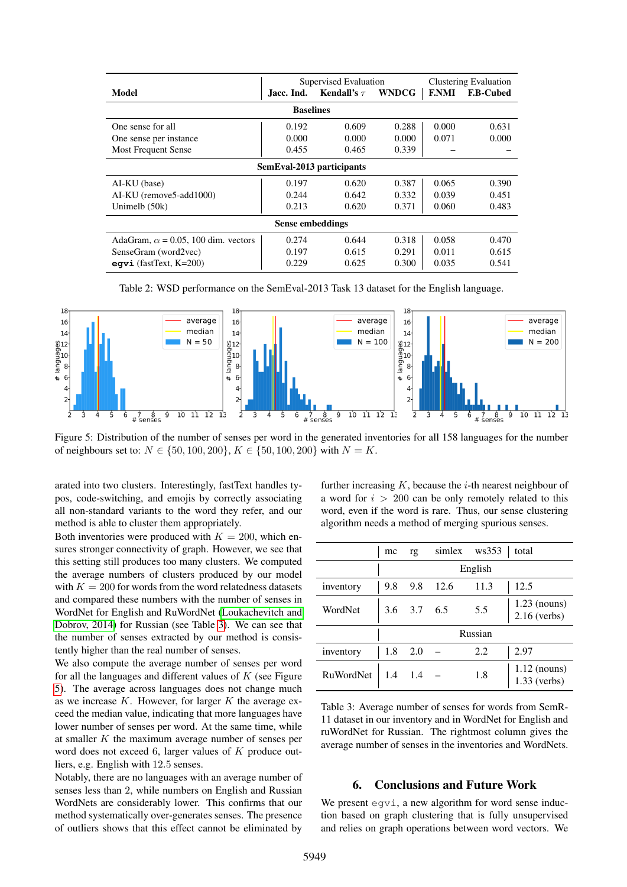| Model | Supervised Evaluation | | | Clustering Evaluation | |
|---|---|---|---|---|---|
| | Jacc. Ind. | Kendall's $\tau$ | WNDCG | F.NMI | F.B-Cubed |
| **Baselines** | | | | | |
| One sense for all | 0.192 | 0.609 | 0.288 | 0.000 | 0.631 |
| One sense per instance | 0.000 | 0.000 | 0.000 | 0.071 | 0.000 |
| Most Frequent Sense | 0.455 | 0.465 | 0.339 | – | – |
| **SemEval-2013 participants** | | | | | |
| AI-KU (base) | 0.197 | 0.620 | 0.387 | 0.065 | 0.390 |
| AI-KU (remove5-add1000) | 0.244 | 0.642 | 0.332 | 0.039 | 0.451 |
| Unimelb (50k) | 0.213 | 0.620 | 0.371 | 0.060 | 0.483 |
| **Sense embeddings** | | | | | |
| AdaGram, $\alpha$ = 0.05, 100 dim. vectors | 0.274 | 0.644 | 0.318 | 0.058 | 0.470 |
| SenseGram (word2vec) | 0.197 | 0.615 | 0.291 | 0.011 | 0.615 |
| `egvi` (fastText, K=200) | 0.229 | 0.625 | 0.300 | 0.035 | 0.541 |

Table 2: WSD performance on the SemEval-2013 Task 13 dataset for the English language.

Figure 5: Distribution of the number of senses per word in the generated inventories for all 158 languages for the number of neighbours set to: $N \in \{50, 100, 200\}$, $K \in \{50, 100, 200\}$ with $N = K$.

arated into two clusters. Interestingly, fastText handles typos, code-switching, and emojis by correctly associating all non-standard variants to the word they refer, and our method is able to cluster them appropriately.

Both inventories were produced with $K = 200$, which ensures stronger connectivity of graph. However, we see that this setting still produces too many clusters. We computed the average numbers of clusters produced by our model with $K = 200$ for words from the word relatedness datasets and compared these numbers with the number of senses in WordNet for English and RuWordNet (Loukachevitch and Dobrov, 2014) for Russian (see Table 3). We can see that the number of senses extracted by our method is consistently higher than the real number of senses.

We also compute the average number of senses per word for all the languages and different values of $K$ (see Figure 5). The average across languages does not change much as we increase $K$. However, for larger $K$ the average exceed the median value, indicating that more languages have lower number of senses per word. At the same time, while at smaller $K$ the maximum average number of senses per word does not exceed 6, larger values of $K$ produce outliers, e.g. English with 12.5 senses.

Notably, there are no languages with an average number of senses less than 2, while numbers on English and Russian WordNets are considerably lower. This confirms that our method systematically over-generates senses. The presence of outliers shows that this effect cannot be eliminated by further increasing $K$, because the $i$-th nearest neighbour of a word for $i > 200$ can be only remotely related to this word, even if the word is rare. Thus, our sense clustering algorithm needs a method of merging spurious senses.

| | mc | rg | simlex | ws353 | total |
|---|---|---|---|---|---|
| | English | | | | |
| inventory | 9.8 | 9.8 | 12.6 | 11.3 | 12.5 |
| WordNet | 3.6 | 3.7 | 6.5 | 5.5 | 1.23 (nouns) 2.16 (verbs) |
| | Russian | | | | |
| inventory | 1.8 | 2.0 | – | 2.2 | 2.97 |
| RuWordNet | 1.4 | 1.4 | – | 1.8 | 1.12 (nouns) 1.33 (verbs) |

Table 3: Average number of senses for words from SemR-11 dataset in our inventory and in WordNet for English and ruWordNet for Russian. The rightmost column gives the average number of senses in the inventories and WordNets.

## 6. Conclusions and Future Work

We present `egvi`, a new algorithm for word sense induction based on graph clustering that is fully unsupervised and relies on graph operations between word vectors. We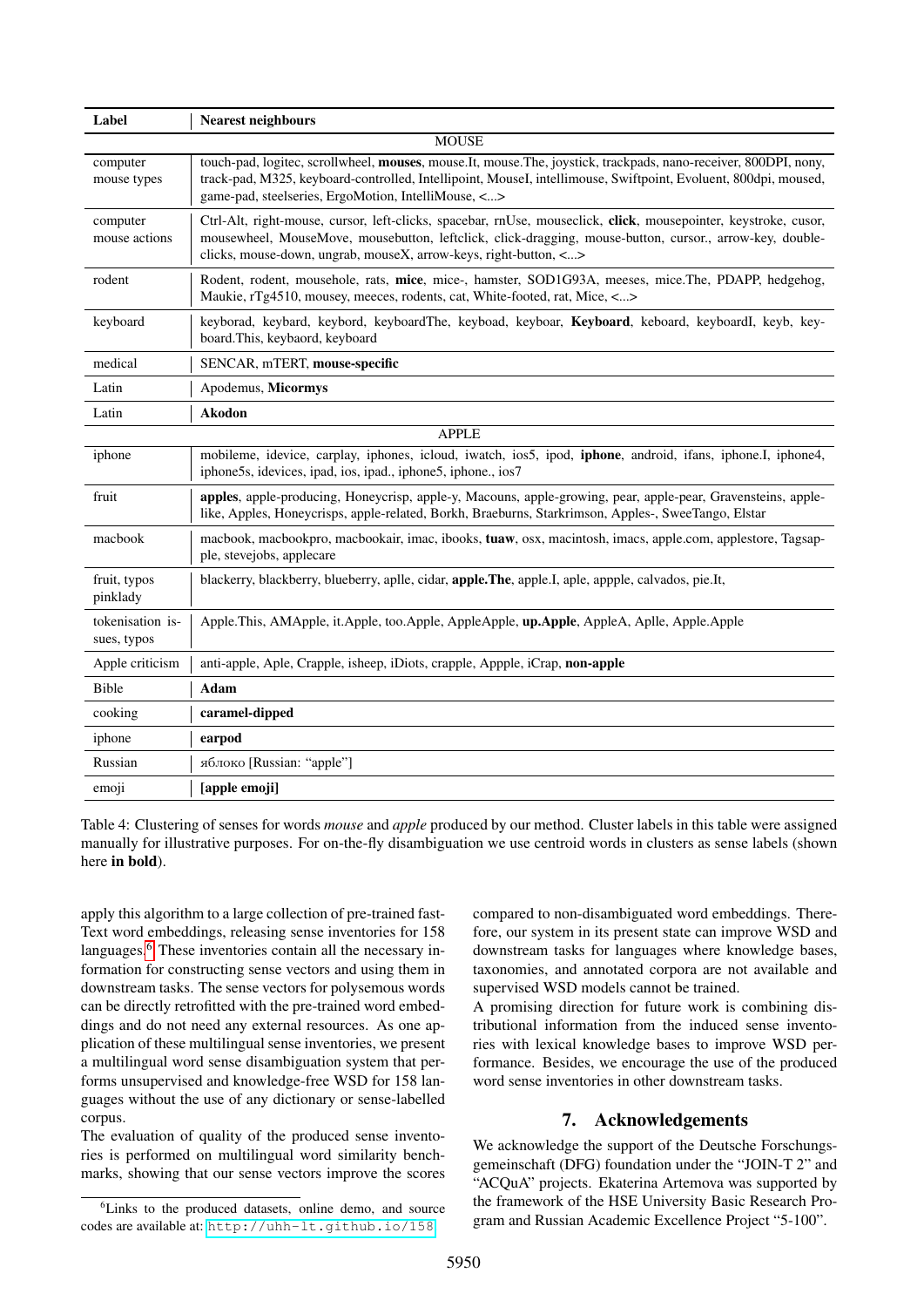| Label | Nearest neighbours |
|---|---|
| MOUSE | |
| computer mouse types | touch-pad, logitec, scrollwheel, **mouses**, mouse.It, mouse.The, joystick, trackpads, nano-receiver, 800DPI, nony, track-pad, M325, keyboard-controlled, Intellipoint, MouseI, intellimouse, Swiftpoint, Evoluent, 800dpi, moused, game-pad, steelseries, ErgoMotion, IntelliMouse, <...> |
| computer mouse actions | Ctrl-Alt, right-mouse, cursor, left-clicks, spacebar, rnUse, mouseclick, **click**, mousepointer, keystroke, cusor, mousewheel, MouseMove, mousebutton, leftclick, click-dragging, mouse-button, cursor., arrow-key, double-clicks, mouse-down, ungrab, mouseX, arrow-keys, right-button, <...> |
| rodent | Rodent, rodent, mousehole, rats, **mice**, mice-, hamster, SOD1G93A, meeses, mice.The, PDAPP, hedgehog, Maukie, rTg4510, mousey, meeces, rodents, cat, White-footed, rat, Mice, <...> |
| keyboard | keyborad, keybard, keybord, keyboardThe, keyboad, keyboar, **Keyboard**, keboard, keyboardI, keyb, keyboard.This, keybaord, keyboard |
| medical | SENCAR, mTERT, **mouse-specific** |
| Latin | Apodemus, **Micormys** |
| Latin | **Akodon** |
| APPLE | |
| iphone | mobileme, idevice, carplay, iphones, icloud, iwatch, ios5, ipod, **iphone**, android, ifans, iphone.I, iphone4, iphone5s, idevices, ipad, ios, ipad., iphone5, iphone., ios7 |
| fruit | **apples**, apple-producing, Honeycrisp, apple-y, Macouns, apple-growing, pear, apple-pear, Gravensteins, apple-like, Apples, Honeycrisps, apple-related, Borkh, Braeburns, Starkrimson, Apples-, SweeTango, Elstar |
| macbook | macbook, macbookpro, macbookair, imac, ibooks, **tuaw**, osx, macintosh, imacs, apple.com, applestore, Tagsapple, stevejobs, applecare |
| fruit, typos pinklady | blackerry, blackberry, blueberry, aplle, cidar, **apple.The**, apple.I, aple, appple, calvados, pie.It, |
| tokenisation issues, typos | Apple.This, AMApple, it.Apple, too.Apple, AppleApple, **up.Apple**, AppleA, Aplle, Apple.Apple |
| Apple criticism | anti-apple, Aple, Crapple, isheep, iDiots, crapple, Appple, iCrap, **non-apple** |
| Bible | **Adam** |
| cooking | **caramel-dipped** |
| iphone | **earpod** |
| Russian | яблоко [Russian: "apple"] |
| emoji | **[apple emoji]** |

Table 4: Clustering of senses for words *mouse* and *apple* produced by our method. Cluster labels in this table were assigned manually for illustrative purposes. For on-the-fly disambiguation we use centroid words in clusters as sense labels (shown here **in bold**).

apply this algorithm to a large collection of pre-trained fastText word embeddings, releasing sense inventories for 158 languages.[6] These inventories contain all the necessary information for constructing sense vectors and using them in downstream tasks. The sense vectors for polysemous words can be directly retrofitted with the pre-trained word embeddings and do not need any external resources. As one application of these multilingual sense inventories, we present a multilingual word sense disambiguation system that performs unsupervised and knowledge-free WSD for 158 languages without the use of any dictionary or sense-labelled corpus.

The evaluation of quality of the produced sense inventories is performed on multilingual word similarity benchmarks, showing that our sense vectors improve the scores compared to non-disambiguated word embeddings. Therefore, our system in its present state can improve WSD and downstream tasks for languages where knowledge bases, taxonomies, and annotated corpora are not available and supervised WSD models cannot be trained.

A promising direction for future work is combining distributional information from the induced sense inventories with lexical knowledge bases to improve WSD performance. Besides, we encourage the use of the produced word sense inventories in other downstream tasks.

## 7. Acknowledgements

We acknowledge the support of the Deutsche Forschungsgemeinschaft (DFG) foundation under the "JOIN-T 2" and "ACQuA" projects. Ekaterina Artemova was supported by the framework of the HSE University Basic Research Program and Russian Academic Excellence Project "5-100".

[6] Links to the produced datasets, online demo, and source codes are available at: http://uhh-lt.github.io/158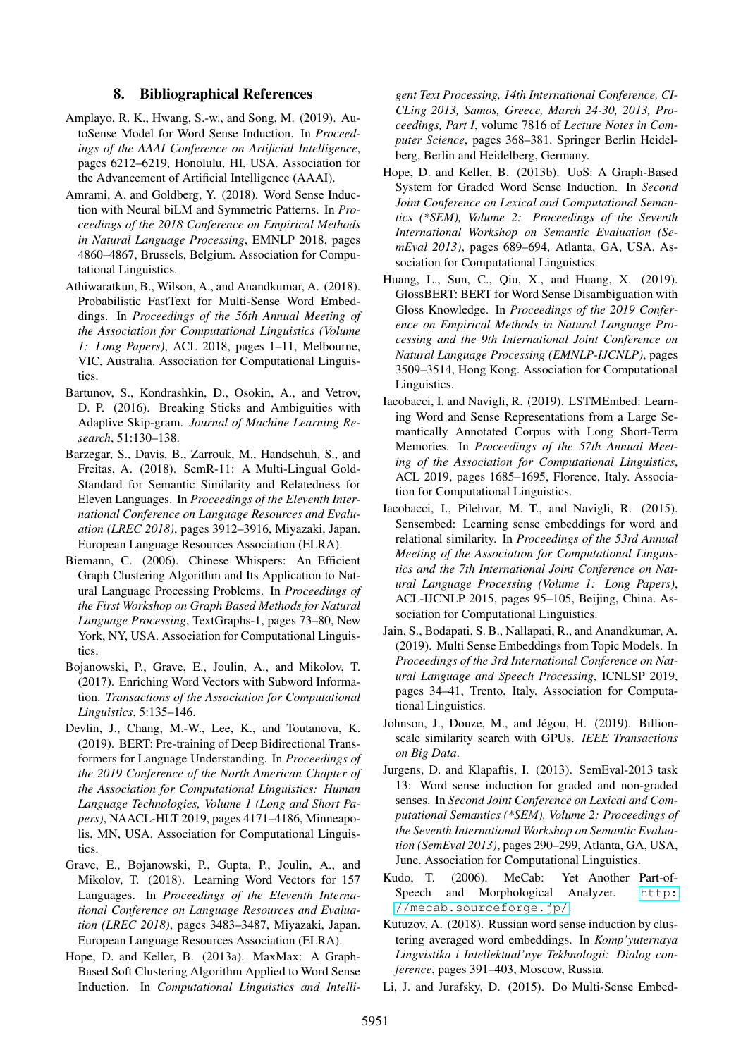## 8. Bibliographical References

Amplayo, R. K., Hwang, S.-w., and Song, M. (2019). AutoSense Model for Word Sense Induction. In *Proceedings of the AAAI Conference on Artificial Intelligence*, pages 6212–6219, Honolulu, HI, USA. Association for the Advancement of Artificial Intelligence (AAAI).

Amrami, A. and Goldberg, Y. (2018). Word Sense Induction with Neural biLM and Symmetric Patterns. In *Proceedings of the 2018 Conference on Empirical Methods in Natural Language Processing*, EMNLP 2018, pages 4860–4867, Brussels, Belgium. Association for Computational Linguistics.

Athiwaratkun, B., Wilson, A., and Anandkumar, A. (2018). Probabilistic FastText for Multi-Sense Word Embeddings. In *Proceedings of the 56th Annual Meeting of the Association for Computational Linguistics (Volume 1: Long Papers)*, ACL 2018, pages 1–11, Melbourne, VIC, Australia. Association for Computational Linguistics.

Bartunov, S., Kondrashkin, D., Osokin, A., and Vetrov, D. P. (2016). Breaking Sticks and Ambiguities with Adaptive Skip-gram. *Journal of Machine Learning Research*, 51:130–138.

Barzegar, S., Davis, B., Zarrouk, M., Handschuh, S., and Freitas, A. (2018). SemR-11: A Multi-Lingual Gold-Standard for Semantic Similarity and Relatedness for Eleven Languages. In *Proceedings of the Eleventh International Conference on Language Resources and Evaluation (LREC 2018)*, pages 3912–3916, Miyazaki, Japan. European Language Resources Association (ELRA).

Biemann, C. (2006). Chinese Whispers: An Efficient Graph Clustering Algorithm and Its Application to Natural Language Processing Problems. In *Proceedings of the First Workshop on Graph Based Methods for Natural Language Processing*, TextGraphs-1, pages 73–80, New York, NY, USA. Association for Computational Linguistics.

Bojanowski, P., Grave, E., Joulin, A., and Mikolov, T. (2017). Enriching Word Vectors with Subword Information. *Transactions of the Association for Computational Linguistics*, 5:135–146.

Devlin, J., Chang, M.-W., Lee, K., and Toutanova, K. (2019). BERT: Pre-training of Deep Bidirectional Transformers for Language Understanding. In *Proceedings of the 2019 Conference of the North American Chapter of the Association for Computational Linguistics: Human Language Technologies, Volume 1 (Long and Short Papers)*, NAACL-HLT 2019, pages 4171–4186, Minneapolis, MN, USA. Association for Computational Linguistics.

Grave, E., Bojanowski, P., Gupta, P., Joulin, A., and Mikolov, T. (2018). Learning Word Vectors for 157 Languages. In *Proceedings of the Eleventh International Conference on Language Resources and Evaluation (LREC 2018)*, pages 3483–3487, Miyazaki, Japan. European Language Resources Association (ELRA).

Hope, D. and Keller, B. (2013a). MaxMax: A Graph-Based Soft Clustering Algorithm Applied to Word Sense Induction. In *Computational Linguistics and Intelligent Text Processing, 14th International Conference, CICLing 2013, Samos, Greece, March 24-30, 2013, Proceedings, Part I*, volume 7816 of *Lecture Notes in Computer Science*, pages 368–381. Springer Berlin Heidelberg, Berlin and Heidelberg, Germany.

Hope, D. and Keller, B. (2013b). UoS: A Graph-Based System for Graded Word Sense Induction. In *Second Joint Conference on Lexical and Computational Semantics (*SEM), Volume 2: Proceedings of the Seventh International Workshop on Semantic Evaluation (SemEval 2013)*, pages 689–694, Atlanta, GA, USA. Association for Computational Linguistics.

Huang, L., Sun, C., Qiu, X., and Huang, X. (2019). GlossBERT: BERT for Word Sense Disambiguation with Gloss Knowledge. In *Proceedings of the 2019 Conference on Empirical Methods in Natural Language Processing and the 9th International Joint Conference on Natural Language Processing (EMNLP-IJCNLP)*, pages 3509–3514, Hong Kong. Association for Computational Linguistics.

Iacobacci, I. and Navigli, R. (2019). LSTMEmbed: Learning Word and Sense Representations from a Large Semantically Annotated Corpus with Long Short-Term Memories. In *Proceedings of the 57th Annual Meeting of the Association for Computational Linguistics*, ACL 2019, pages 1685–1695, Florence, Italy. Association for Computational Linguistics.

Iacobacci, I., Pilehvar, M. T., and Navigli, R. (2015). Sensembed: Learning sense embeddings for word and relational similarity. In *Proceedings of the 53rd Annual Meeting of the Association for Computational Linguistics and the 7th International Joint Conference on Natural Language Processing (Volume 1: Long Papers)*, ACL-IJCNLP 2015, pages 95–105, Beijing, China. Association for Computational Linguistics.

Jain, S., Bodapati, S. B., Nallapati, R., and Anandkumar, A. (2019). Multi Sense Embeddings from Topic Models. In *Proceedings of the 3rd International Conference on Natural Language and Speech Processing*, ICNLSP 2019, pages 34–41, Trento, Italy. Association for Computational Linguistics.

Johnson, J., Douze, M., and Jégou, H. (2019). Billion-scale similarity search with GPUs. *IEEE Transactions on Big Data*.

Jurgens, D. and Klapaftis, I. (2013). SemEval-2013 task 13: Word sense induction for graded and non-graded senses. In *Second Joint Conference on Lexical and Computational Semantics (*SEM), Volume 2: Proceedings of the Seventh International Workshop on Semantic Evaluation (SemEval 2013)*, pages 290–299, Atlanta, GA, USA, June. Association for Computational Linguistics.

Kudo, T. (2006). MeCab: Yet Another Part-of-Speech and Morphological Analyzer. http://mecab.sourceforge.jp/.

Kutuzov, A. (2018). Russian word sense induction by clustering averaged word embeddings. In *Komp'yuternaya Lingvistika i Intellektual'nye Tekhnologii: Dialog conference*, pages 391–403, Moscow, Russia.

Li, J. and Jurafsky, D. (2015). Do Multi-Sense Embed-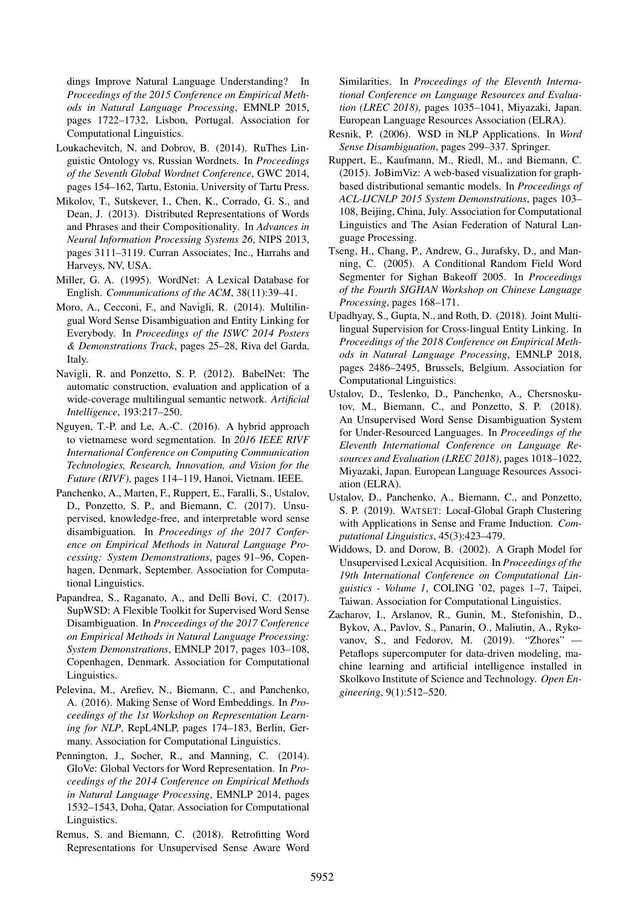dings Improve Natural Language Understanding? In *Proceedings of the 2015 Conference on Empirical Methods in Natural Language Processing*, EMNLP 2015, pages 1722–1732, Lisbon, Portugal. Association for Computational Linguistics.

Loukachevitch, N. and Dobrov, B. (2014). RuThes Linguistic Ontology vs. Russian Wordnets. In *Proceedings of the Seventh Global Wordnet Conference*, GWC 2014, pages 154–162, Tartu, Estonia. University of Tartu Press.

Mikolov, T., Sutskever, I., Chen, K., Corrado, G. S., and Dean, J. (2013). Distributed Representations of Words and Phrases and their Compositionality. In *Advances in Neural Information Processing Systems 26*, NIPS 2013, pages 3111–3119. Curran Associates, Inc., Harrahs and Harveys, NV, USA.

Miller, G. A. (1995). WordNet: A Lexical Database for English. *Communications of the ACM*, 38(11):39–41.

Moro, A., Cecconi, F., and Navigli, R. (2014). Multilingual Word Sense Disambiguation and Entity Linking for Everybody. In *Proceedings of the ISWC 2014 Posters & Demonstrations Track*, pages 25–28, Riva del Garda, Italy.

Navigli, R. and Ponzetto, S. P. (2012). BabelNet: The automatic construction, evaluation and application of a wide-coverage multilingual semantic network. *Artificial Intelligence*, 193:217–250.

Nguyen, T.-P. and Le, A.-C. (2016). A hybrid approach to vietnamese word segmentation. In *2016 IEEE RIVF International Conference on Computing Communication Technologies, Research, Innovation, and Vision for the Future (RIVF)*, pages 114–119, Hanoi, Vietnam. IEEE.

Panchenko, A., Marten, F., Ruppert, E., Faralli, S., Ustalov, D., Ponzetto, S. P., and Biemann, C. (2017). Unsupervised, knowledge-free, and interpretable word sense disambiguation. In *Proceedings of the 2017 Conference on Empirical Methods in Natural Language Processing: System Demonstrations*, pages 91–96, Copenhagen, Denmark, September. Association for Computational Linguistics.

Papandrea, S., Raganato, A., and Delli Bovi, C. (2017). SupWSD: A Flexible Toolkit for Supervised Word Sense Disambiguation. In *Proceedings of the 2017 Conference on Empirical Methods in Natural Language Processing: System Demonstrations*, EMNLP 2017, pages 103–108, Copenhagen, Denmark. Association for Computational Linguistics.

Pelevina, M., Arefiev, N., Biemann, C., and Panchenko, A. (2016). Making Sense of Word Embeddings. In *Proceedings of the 1st Workshop on Representation Learning for NLP*, RepL4NLP, pages 174–183, Berlin, Germany. Association for Computational Linguistics.

Pennington, J., Socher, R., and Manning, C. (2014). GloVe: Global Vectors for Word Representation. In *Proceedings of the 2014 Conference on Empirical Methods in Natural Language Processing*, EMNLP 2014, pages 1532–1543, Doha, Qatar. Association for Computational Linguistics.

Remus, S. and Biemann, C. (2018). Retrofitting Word Representations for Unsupervised Sense Aware Word Similarities. In *Proceedings of the Eleventh International Conference on Language Resources and Evaluation (LREC 2018)*, pages 1035–1041, Miyazaki, Japan. European Language Resources Association (ELRA).

Resnik, P. (2006). WSD in NLP Applications. In *Word Sense Disambiguation*, pages 299–337. Springer.

Ruppert, E., Kaufmann, M., Riedl, M., and Biemann, C. (2015). JoBimViz: A web-based visualization for graph-based distributional semantic models. In *Proceedings of ACL-IJCNLP 2015 System Demonstrations*, pages 103–108, Beijing, China, July. Association for Computational Linguistics and The Asian Federation of Natural Language Processing.

Tseng, H., Chang, P., Andrew, G., Jurafsky, D., and Manning, C. (2005). A Conditional Random Field Word Segmenter for Sighan Bakeoff 2005. In *Proceedings of the Fourth SIGHAN Workshop on Chinese Language Processing*, pages 168–171.

Upadhyay, S., Gupta, N., and Roth, D. (2018). Joint Multilingual Supervision for Cross-lingual Entity Linking. In *Proceedings of the 2018 Conference on Empirical Methods in Natural Language Processing*, EMNLP 2018, pages 2486–2495, Brussels, Belgium. Association for Computational Linguistics.

Ustalov, D., Teslenko, D., Panchenko, A., Chernoskutov, M., Biemann, C., and Ponzetto, S. P. (2018). An Unsupervised Word Sense Disambiguation System for Under-Resourced Languages. In *Proceedings of the Eleventh International Conference on Language Resources and Evaluation (LREC 2018)*, pages 1018–1022, Miyazaki, Japan. European Language Resources Association (ELRA).

Ustalov, D., Panchenko, A., Biemann, C., and Ponzetto, S. P. (2019). WATSET: Local-Global Graph Clustering with Applications in Sense and Frame Induction. *Computational Linguistics*, 45(3):423–479.

Widdows, D. and Dorow, B. (2002). A Graph Model for Unsupervised Lexical Acquisition. In *Proceedings of the 19th International Conference on Computational Linguistics - Volume 1*, COLING '02, pages 1–7, Taipei, Taiwan. Association for Computational Linguistics.

Zacharov, I., Arslanov, R., Gunin, M., Stefonishin, D., Bykov, A., Pavlov, S., Panarin, O., Maliutin, A., Rykovanov, S., and Fedorov, M. (2019). "Zhores" — Petaflops supercomputer for data-driven modeling, machine learning and artificial intelligence installed in Skolkovo Institute of Science and Technology. *Open Engineering*, 9(1):512–520.